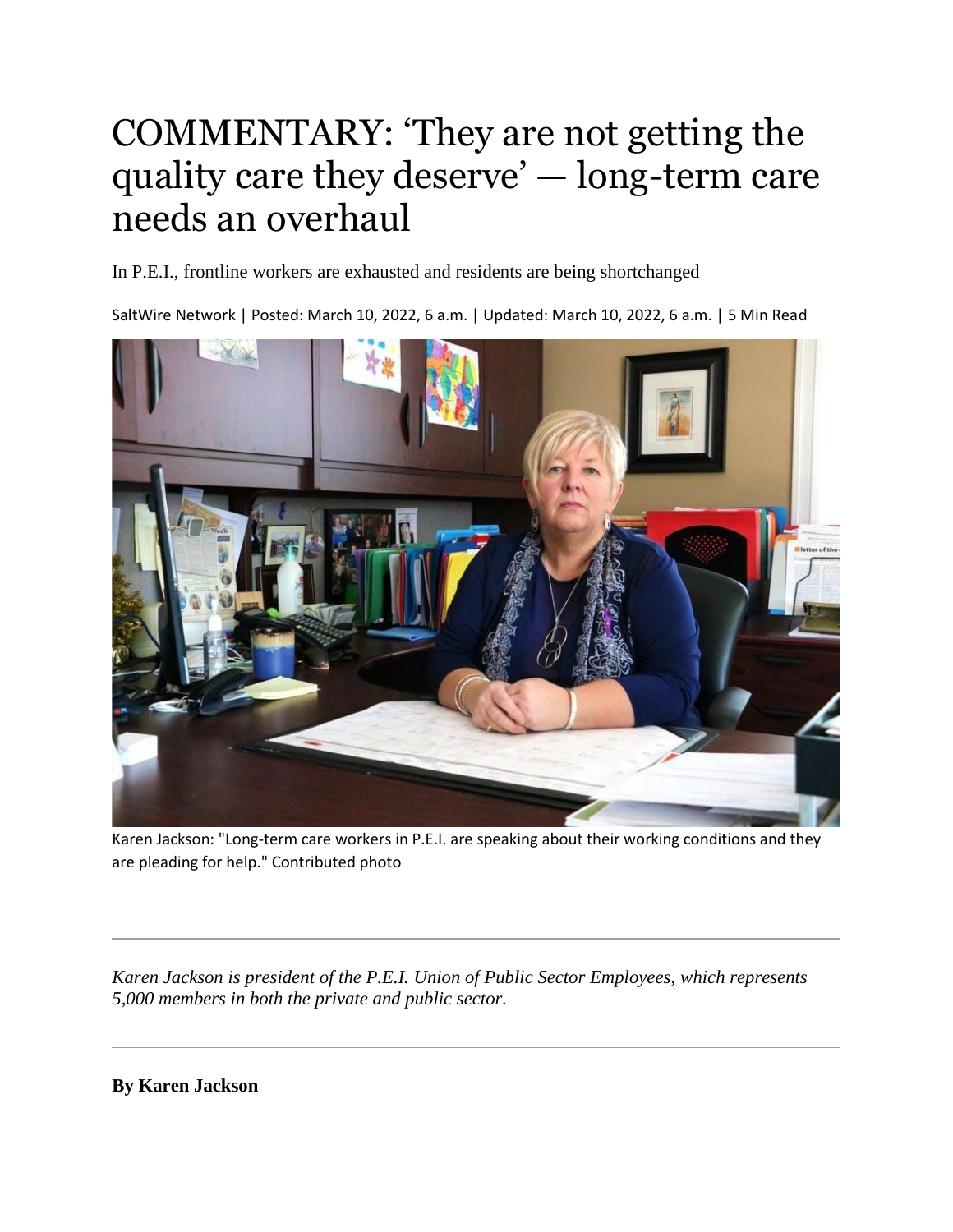# COMMENTARY: 'They are not getting the quality care they deserve' — long-term care needs an overhaul

In P.E.I., frontline workers are exhausted and residents are being shortchanged

SaltWire Network | Posted: March 10, 2022, 6 a.m. | Updated: March 10, 2022, 6 a.m. | 5 Min Read

Karen Jackson: "Long-term care workers in P.E.I. are speaking about their working conditions and they are pleading for help." Contributed photo

---

*Karen Jackson is president of the P.E.I. Union of Public Sector Employees, which represents 5,000 members in both the private and public sector.*

---

**By Karen Jackson**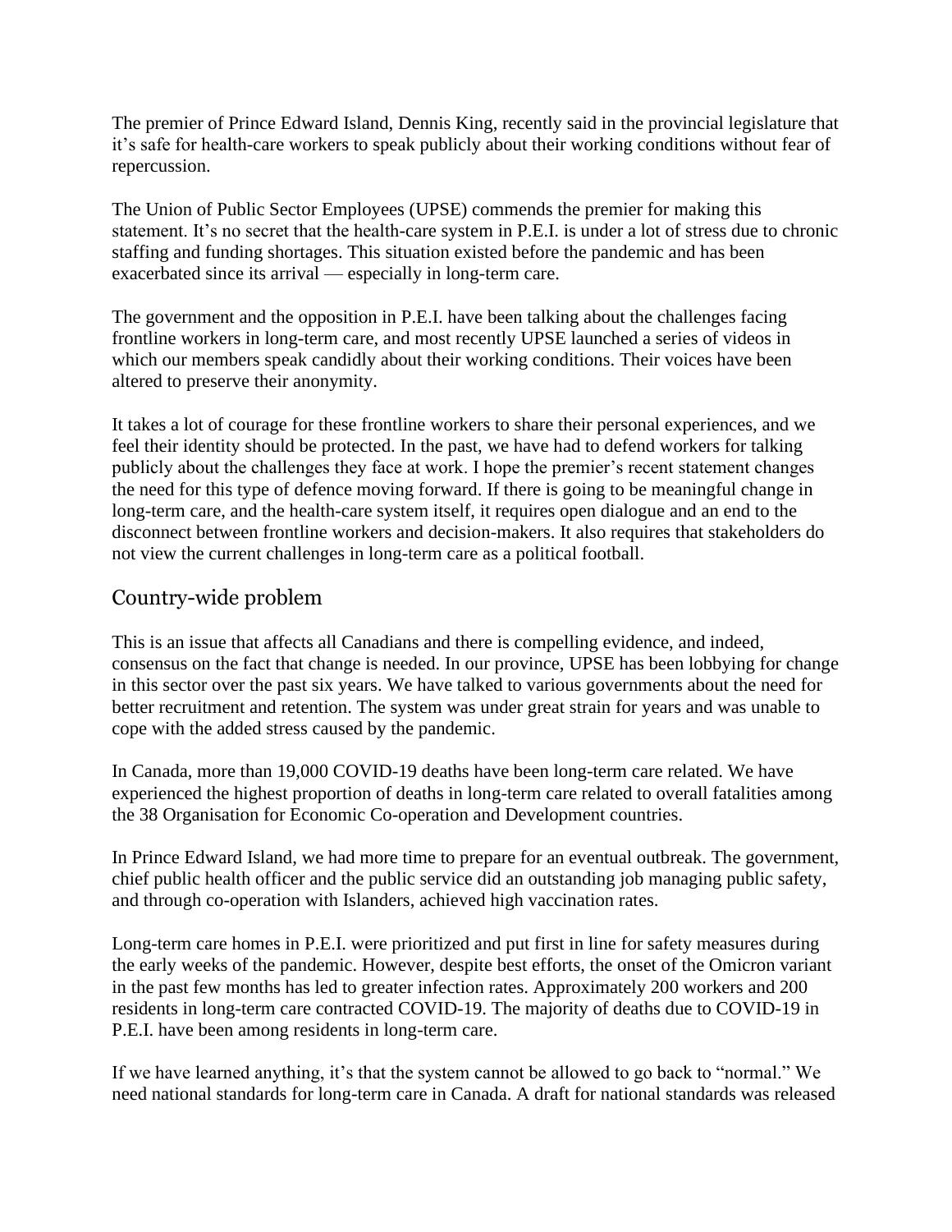The premier of Prince Edward Island, Dennis King, recently said in the provincial legislature that it's safe for health-care workers to speak publicly about their working conditions without fear of repercussion.

The Union of Public Sector Employees (UPSE) commends the premier for making this statement. It's no secret that the health-care system in P.E.I. is under a lot of stress due to chronic staffing and funding shortages. This situation existed before the pandemic and has been exacerbated since its arrival — especially in long-term care.

The government and the opposition in P.E.I. have been talking about the challenges facing frontline workers in long-term care, and most recently UPSE launched a series of videos in which our members speak candidly about their working conditions. Their voices have been altered to preserve their anonymity.

It takes a lot of courage for these frontline workers to share their personal experiences, and we feel their identity should be protected. In the past, we have had to defend workers for talking publicly about the challenges they face at work. I hope the premier's recent statement changes the need for this type of defence moving forward. If there is going to be meaningful change in long-term care, and the health-care system itself, it requires open dialogue and an end to the disconnect between frontline workers and decision-makers. It also requires that stakeholders do not view the current challenges in long-term care as a political football.

## Country-wide problem

This is an issue that affects all Canadians and there is compelling evidence, and indeed, consensus on the fact that change is needed. In our province, UPSE has been lobbying for change in this sector over the past six years. We have talked to various governments about the need for better recruitment and retention. The system was under great strain for years and was unable to cope with the added stress caused by the pandemic.

In Canada, more than 19,000 COVID-19 deaths have been long-term care related. We have experienced the highest proportion of deaths in long-term care related to overall fatalities among the 38 Organisation for Economic Co-operation and Development countries.

In Prince Edward Island, we had more time to prepare for an eventual outbreak. The government, chief public health officer and the public service did an outstanding job managing public safety, and through co-operation with Islanders, achieved high vaccination rates.

Long-term care homes in P.E.I. were prioritized and put first in line for safety measures during the early weeks of the pandemic. However, despite best efforts, the onset of the Omicron variant in the past few months has led to greater infection rates. Approximately 200 workers and 200 residents in long-term care contracted COVID-19. The majority of deaths due to COVID-19 in P.E.I. have been among residents in long-term care.

If we have learned anything, it's that the system cannot be allowed to go back to "normal." We need national standards for long-term care in Canada. A draft for national standards was released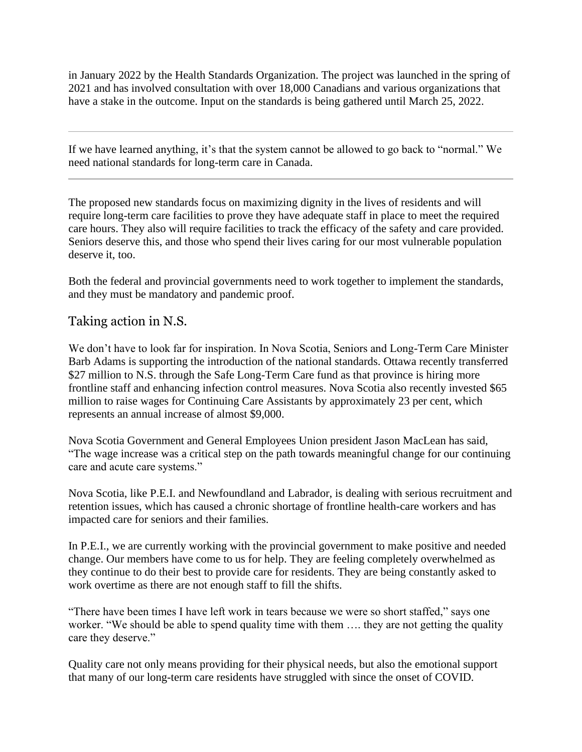in January 2022 by the Health Standards Organization. The project was launched in the spring of 2021 and has involved consultation with over 18,000 Canadians and various organizations that have a stake in the outcome. Input on the standards is being gathered until March 25, 2022.

---

If we have learned anything, it's that the system cannot be allowed to go back to "normal." We need national standards for long-term care in Canada.

---

The proposed new standards focus on maximizing dignity in the lives of residents and will require long-term care facilities to prove they have adequate staff in place to meet the required care hours. They also will require facilities to track the efficacy of the safety and care provided. Seniors deserve this, and those who spend their lives caring for our most vulnerable population deserve it, too.

Both the federal and provincial governments need to work together to implement the standards, and they must be mandatory and pandemic proof.

## Taking action in N.S.

We don't have to look far for inspiration. In Nova Scotia, Seniors and Long-Term Care Minister Barb Adams is supporting the introduction of the national standards. Ottawa recently transferred $27 million to N.S. through the Safe Long-Term Care fund as that province is hiring more frontline staff and enhancing infection control measures. Nova Scotia also recently invested $65 million to raise wages for Continuing Care Assistants by approximately 23 per cent, which represents an annual increase of almost $9,000.

Nova Scotia Government and General Employees Union president Jason MacLean has said, "The wage increase was a critical step on the path towards meaningful change for our continuing care and acute care systems."

Nova Scotia, like P.E.I. and Newfoundland and Labrador, is dealing with serious recruitment and retention issues, which has caused a chronic shortage of frontline health-care workers and has impacted care for seniors and their families.

In P.E.I., we are currently working with the provincial government to make positive and needed change. Our members have come to us for help. They are feeling completely overwhelmed as they continue to do their best to provide care for residents. They are being constantly asked to work overtime as there are not enough staff to fill the shifts.

"There have been times I have left work in tears because we were so short staffed," says one worker. "We should be able to spend quality time with them …. they are not getting the quality care they deserve."

Quality care not only means providing for their physical needs, but also the emotional support that many of our long-term care residents have struggled with since the onset of COVID.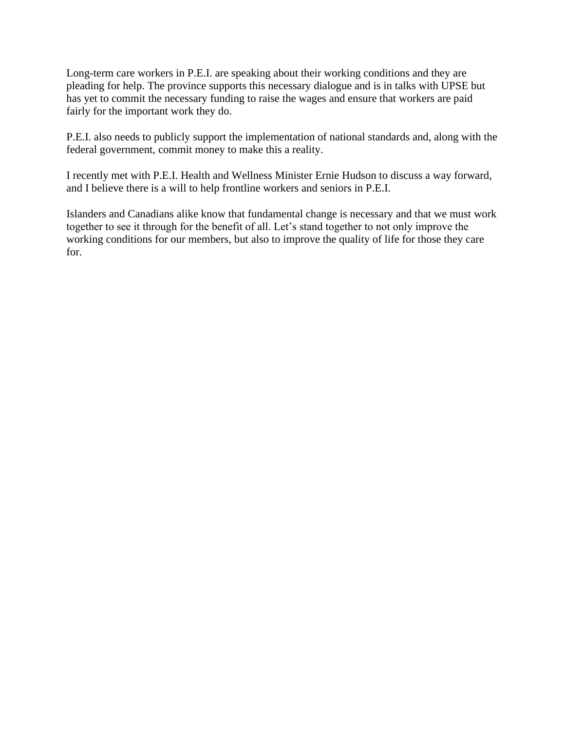Long-term care workers in P.E.I. are speaking about their working conditions and they are pleading for help. The province supports this necessary dialogue and is in talks with UPSE but has yet to commit the necessary funding to raise the wages and ensure that workers are paid fairly for the important work they do.

P.E.I. also needs to publicly support the implementation of national standards and, along with the federal government, commit money to make this a reality.

I recently met with P.E.I. Health and Wellness Minister Ernie Hudson to discuss a way forward, and I believe there is a will to help frontline workers and seniors in P.E.I.

Islanders and Canadians alike know that fundamental change is necessary and that we must work together to see it through for the benefit of all. Let's stand together to not only improve the working conditions for our members, but also to improve the quality of life for those they care for.